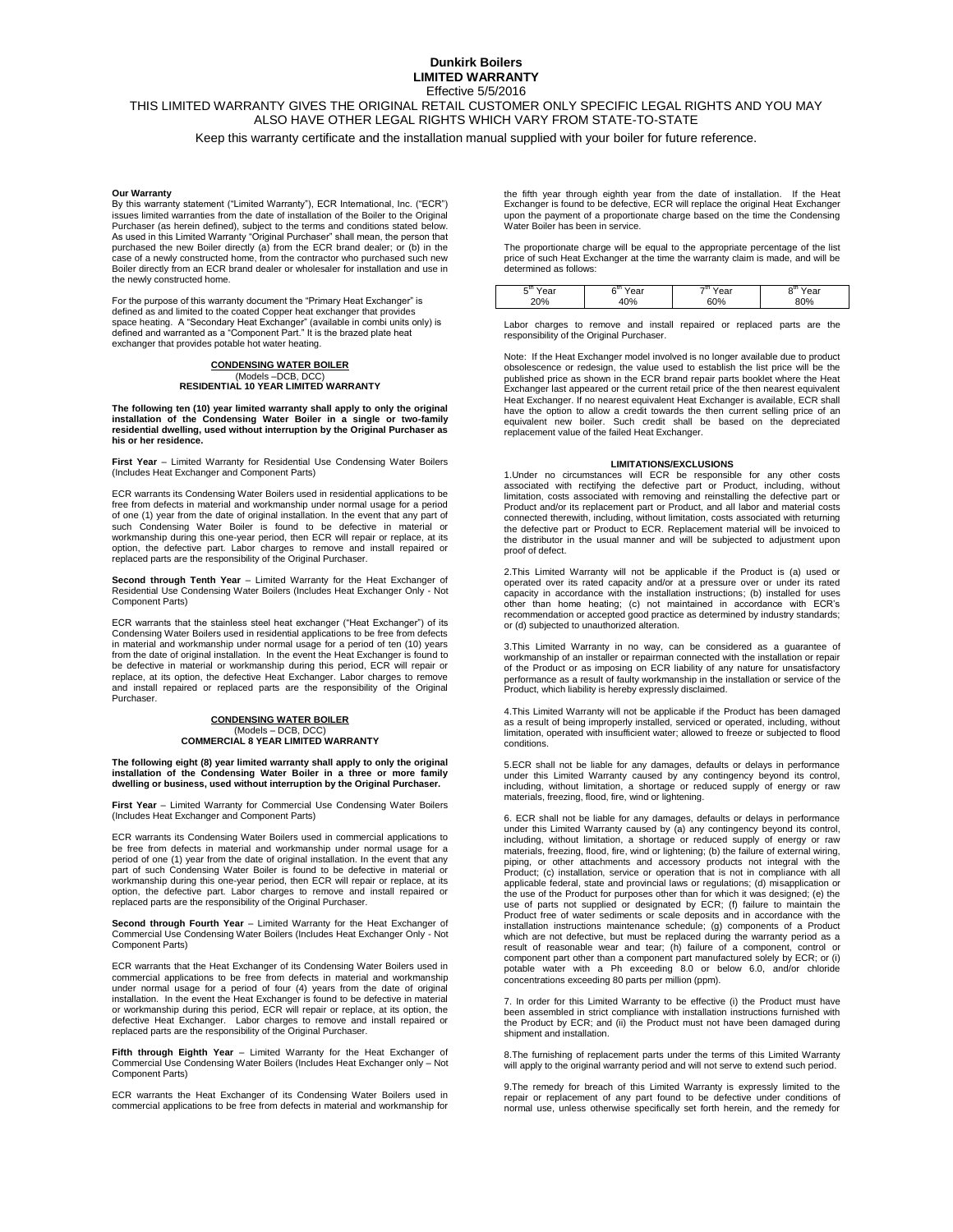# Dunkirk Boilers
## LIMITED WARRANTY

Effective 5/5/2016

THIS LIMITED WARRANTY GIVES THE ORIGINAL RETAIL CUSTOMER ONLY SPECIFIC LEGAL RIGHTS AND YOU MAY ALSO HAVE OTHER LEGAL RIGHTS WHICH VARY FROM STATE-TO-STATE

Keep this warranty certificate and the installation manual supplied with your boiler for future reference.

**Our Warranty**

By this warranty statement ("Limited Warranty"), ECR International, Inc. ("ECR") issues limited warranties from the date of installation of the Boiler to the Original Purchaser (as herein defined), subject to the terms and conditions stated below. As used in this Limited Warranty "Original Purchaser" shall mean, the person that purchased the new Boiler directly (a) from the ECR brand dealer; or (b) in the case of a newly constructed home, from the contractor who purchased such new Boiler directly from an ECR brand dealer or wholesaler for installation and use in the newly constructed home.

For the purpose of this warranty document the "Primary Heat Exchanger" is defined as and limited to the coated Copper heat exchanger that provides space heating. A "Secondary Heat Exchanger" (available in combi units only) is defined and warranted as a "Component Part." It is the brazed plate heat exchanger that provides potable hot water heating.

### CONDENSING WATER BOILER
(Models –DCB, DCC)
**RESIDENTIAL 10 YEAR LIMITED WARRANTY**

**The following ten (10) year limited warranty shall apply to only the original installation of the Condensing Water Boiler in a single or two-family residential dwelling, used without interruption by the Original Purchaser as his or her residence.**

**First Year** – Limited Warranty for Residential Use Condensing Water Boilers (Includes Heat Exchanger and Component Parts)

ECR warrants its Condensing Water Boilers used in residential applications to be free from defects in material and workmanship under normal usage for a period of one (1) year from the date of original installation. In the event that any part of such Condensing Water Boiler is found to be defective in material or workmanship during this one-year period, then ECR will repair or replace, at its option, the defective part. Labor charges to remove and install repaired or replaced parts are the responsibility of the Original Purchaser.

**Second through Tenth Year** – Limited Warranty for the Heat Exchanger of Residential Use Condensing Water Boilers (Includes Heat Exchanger Only - Not Component Parts)

ECR warrants that the stainless steel heat exchanger ("Heat Exchanger") of its Condensing Water Boilers used in residential applications to be free from defects in material and workmanship under normal usage for a period of ten (10) years from the date of original installation. In the event the Heat Exchanger is found to be defective in material or workmanship during this period, ECR will repair or replace, at its option, the defective Heat Exchanger. Labor charges to remove and install repaired or replaced parts are the responsibility of the Original Purchaser.

### CONDENSING WATER BOILER
(Models – DCB, DCC)
**COMMERCIAL 8 YEAR LIMITED WARRANTY**

**The following eight (8) year limited warranty shall apply to only the original installation of the Condensing Water Boiler in a three or more family dwelling or business, used without interruption by the Original Purchaser.**

**First Year** – Limited Warranty for Commercial Use Condensing Water Boilers (Includes Heat Exchanger and Component Parts)

ECR warrants its Condensing Water Boilers used in commercial applications to be free from defects in material and workmanship under normal usage for a period of one (1) year from the date of original installation. In the event that any part of such Condensing Water Boiler is found to be defective in material or workmanship during this one-year period, then ECR will repair or replace, at its option, the defective part. Labor charges to remove and install repaired or replaced parts are the responsibility of the Original Purchaser.

**Second through Fourth Year** – Limited Warranty for the Heat Exchanger of Commercial Use Condensing Water Boilers (Includes Heat Exchanger Only - Not Component Parts)

ECR warrants that the Heat Exchanger of its Condensing Water Boilers used in commercial applications to be free from defects in material and workmanship under normal usage for a period of four (4) years from the date of original installation. In the event the Heat Exchanger is found to be defective in material or workmanship during this period, ECR will repair or replace, at its option, the defective Heat Exchanger. Labor charges to remove and install repaired or replaced parts are the responsibility of the Original Purchaser.

**Fifth through Eighth Year** – Limited Warranty for the Heat Exchanger of Commercial Use Condensing Water Boilers (Includes Heat Exchanger only – Not Component Parts)

ECR warrants the Heat Exchanger of its Condensing Water Boilers used in commercial applications to be free from defects in material and workmanship for the fifth year through eighth year from the date of installation. If the Heat Exchanger is found to be defective, ECR will replace the original Heat Exchanger upon the payment of a proportionate charge based on the time the Condensing Water Boiler has been in service.

The proportionate charge will be equal to the appropriate percentage of the list price of such Heat Exchanger at the time the warranty claim is made, and will be determined as follows:

| 5th Year | 6th Year | 7th Year | 8th Year |
|---|---|---|---|
| 20% | 40% | 60% | 80% |

Labor charges to remove and install repaired or replaced parts are the responsibility of the Original Purchaser.

Note: If the Heat Exchanger model involved is no longer available due to product obsolescence or redesign, the value used to establish the list price will be the published price as shown in the ECR brand repair parts booklet where the Heat Exchanger last appeared or the current retail price of the then nearest equivalent Heat Exchanger. If no nearest equivalent Heat Exchanger is available, ECR shall have the option to allow a credit towards the then current selling price of an equivalent new boiler. Such credit shall be based on the depreciated replacement value of the failed Heat Exchanger.

### LIMITATIONS/EXCLUSIONS

1.Under no circumstances will ECR be responsible for any other costs associated with rectifying the defective part or Product, including, without limitation, costs associated with removing and reinstalling the defective part or Product and/or its replacement part or Product, and all labor and material costs connected therewith, including, without limitation, costs associated with returning the defective part or Product to ECR. Replacement material will be invoiced to the distributor in the usual manner and will be subjected to adjustment upon proof of defect.

2.This Limited Warranty will not be applicable if the Product is (a) used or operated over its rated capacity and/or at a pressure over or under its rated capacity in accordance with the installation instructions; (b) installed for uses other than home heating; (c) not maintained in accordance with ECR's recommendation or accepted good practice as determined by industry standards; or (d) subjected to unauthorized alteration.

3.This Limited Warranty in no way, can be considered as a guarantee of workmanship of an installer or repairman connected with the installation or repair of the Product or as imposing on ECR liability of any nature for unsatisfactory performance as a result of faulty workmanship in the installation or service of the Product, which liability is hereby expressly disclaimed.

4.This Limited Warranty will not be applicable if the Product has been damaged as a result of being improperly installed, serviced or operated, including, without limitation, operated with insufficient water; allowed to freeze or subjected to flood conditions.

5.ECR shall not be liable for any damages, defaults or delays in performance under this Limited Warranty caused by any contingency beyond its control, including, without limitation, a shortage or reduced supply of energy or raw materials, freezing, flood, fire, wind or lightening.

6. ECR shall not be liable for any damages, defaults or delays in performance under this Limited Warranty caused by (a) any contingency beyond its control, including, without limitation, a shortage or reduced supply of energy or raw materials, freezing, flood, fire, wind or lightening; (b) the failure of external wiring, piping, or other attachments and accessory products not integral with the Product; (c) installation, service or operation that is not in compliance with all applicable federal, state and provincial laws or regulations; (d) misapplication or the use of the Product for purposes other than for which it was designed; (e) the use of parts not supplied or designated by ECR; (f) failure to maintain the Product free of water sediments or scale deposits and in accordance with the installation instructions maintenance schedule; (g) components of a Product which are not defective, but must be replaced during the warranty period as a result of reasonable wear and tear; (h) failure of a component, control or component part other than a component part manufactured solely by ECR; or (i) potable water with a Ph exceeding 8.0 or below 6.0, and/or chloride concentrations exceeding 80 parts per million (ppm).

7. In order for this Limited Warranty to be effective (i) the Product must have been assembled in strict compliance with installation instructions furnished with the Product by ECR; and (ii) the Product must not have been damaged during shipment and installation.

8.The furnishing of replacement parts under the terms of this Limited Warranty will apply to the original warranty period and will not serve to extend such period.

9.The remedy for breach of this Limited Warranty is expressly limited to the repair or replacement of any part found to be defective under conditions of normal use, unless otherwise specifically set forth herein, and the remedy for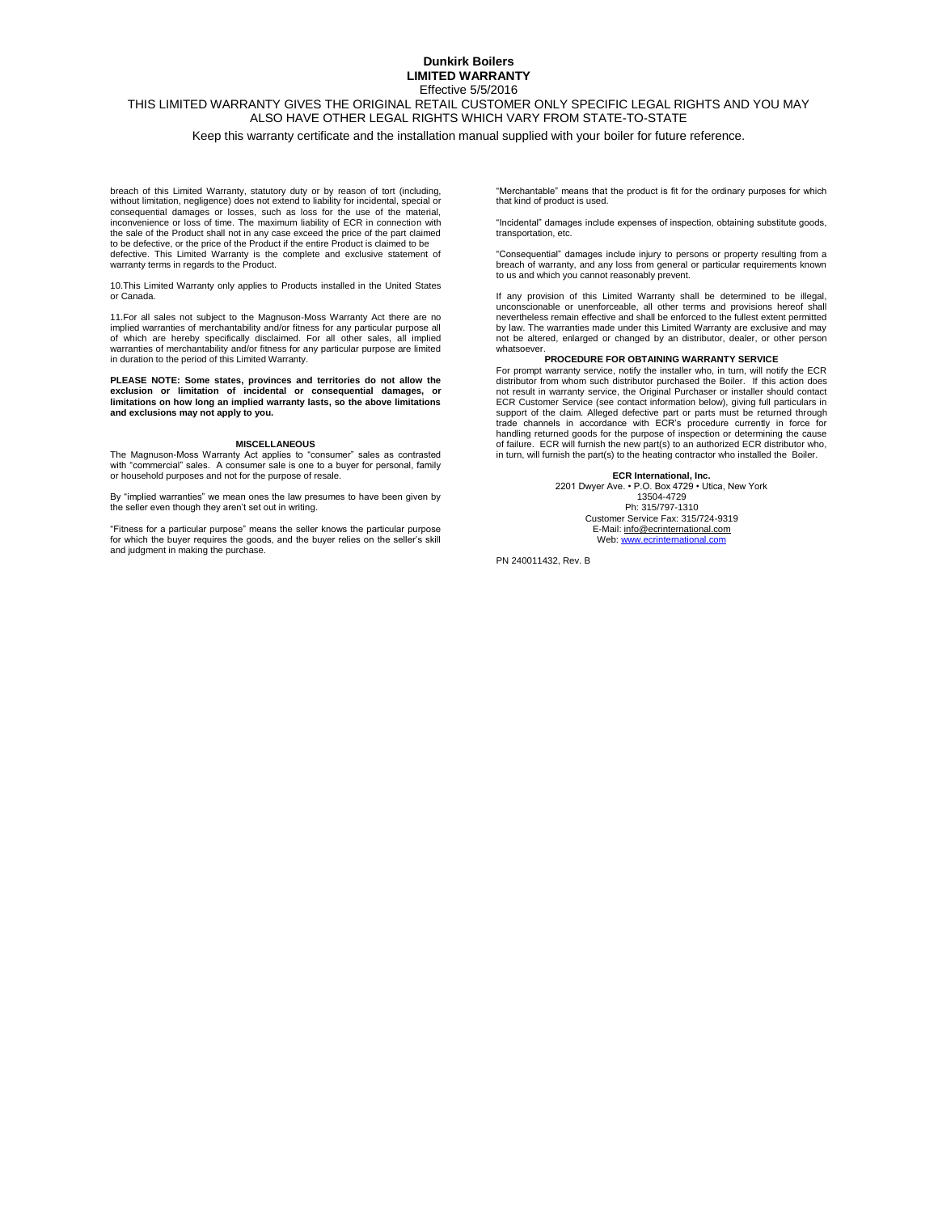**Dunkirk Boilers**
**LIMITED WARRANTY**
Effective 5/5/2016

THIS LIMITED WARRANTY GIVES THE ORIGINAL RETAIL CUSTOMER ONLY SPECIFIC LEGAL RIGHTS AND YOU MAY ALSO HAVE OTHER LEGAL RIGHTS WHICH VARY FROM STATE-TO-STATE

Keep this warranty certificate and the installation manual supplied with your boiler for future reference.

breach of this Limited Warranty, statutory duty or by reason of tort (including, without limitation, negligence) does not extend to liability for incidental, special or consequential damages or losses, such as loss for the use of the material, inconvenience or loss of time. The maximum liability of ECR in connection with the sale of the Product shall not in any case exceed the price of the part claimed to be defective, or the price of the Product if the entire Product is claimed to be defective. This Limited Warranty is the complete and exclusive statement of warranty terms in regards to the Product.

10.This Limited Warranty only applies to Products installed in the United States or Canada.

11.For all sales not subject to the Magnuson-Moss Warranty Act there are no implied warranties of merchantability and/or fitness for any particular purpose all of which are hereby specifically disclaimed. For all other sales, all implied warranties of merchantability and/or fitness for any particular purpose are limited in duration to the period of this Limited Warranty.

**PLEASE NOTE: Some states, provinces and territories do not allow the exclusion or limitation of incidental or consequential damages, or limitations on how long an implied warranty lasts, so the above limitations and exclusions may not apply to you.**

**MISCELLANEOUS**

The Magnuson-Moss Warranty Act applies to "consumer" sales as contrasted with "commercial" sales. A consumer sale is one to a buyer for personal, family or household purposes and not for the purpose of resale.

By "implied warranties" we mean ones the law presumes to have been given by the seller even though they aren't set out in writing.

"Fitness for a particular purpose" means the seller knows the particular purpose for which the buyer requires the goods, and the buyer relies on the seller's skill and judgment in making the purchase.

"Merchantable" means that the product is fit for the ordinary purposes for which that kind of product is used.

"Incidental" damages include expenses of inspection, obtaining substitute goods, transportation, etc.

"Consequential" damages include injury to persons or property resulting from a breach of warranty, and any loss from general or particular requirements known to us and which you cannot reasonably prevent.

If any provision of this Limited Warranty shall be determined to be illegal, unconscionable or unenforceable, all other terms and provisions hereof shall nevertheless remain effective and shall be enforced to the fullest extent permitted by law. The warranties made under this Limited Warranty are exclusive and may not be altered, enlarged or changed by an distributor, dealer, or other person whatsoever.

**PROCEDURE FOR OBTAINING WARRANTY SERVICE**

For prompt warranty service, notify the installer who, in turn, will notify the ECR distributor from whom such distributor purchased the Boiler. If this action does not result in warranty service, the Original Purchaser or installer should contact ECR Customer Service (see contact information below), giving full particulars in support of the claim. Alleged defective part or parts must be returned through trade channels in accordance with ECR's procedure currently in force for handling returned goods for the purpose of inspection or determining the cause of failure. ECR will furnish the new part(s) to an authorized ECR distributor who, in turn, will furnish the part(s) to the heating contractor who installed the Boiler.

**ECR International, Inc.**
2201 Dwyer Ave. • P.O. Box 4729 • Utica, New York 13504-4729
Ph: 315/797-1310
Customer Service Fax: 315/724-9319
E-Mail: info@ecrinternational.com
Web: www.ecrinternational.com

PN 240011432, Rev. B